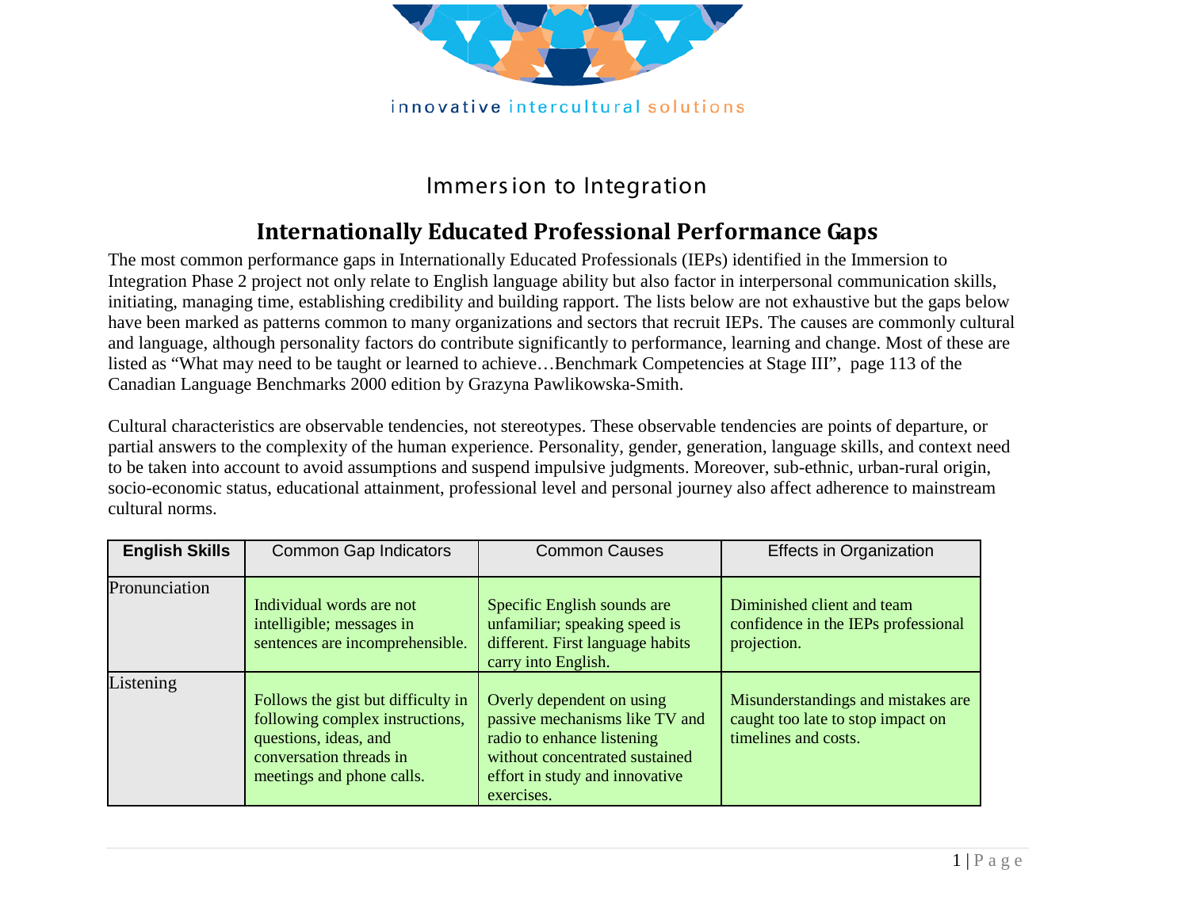innovative intercultural solutions

## Immersion to Integration

# Internationally Educated Professional Performance Gaps

The most common performance gaps in Internationally Educated Professionals (IEPs) identified in the Immersion to Integration Phase 2 project not only relate to English language ability but also factor in interpersonal communication skills, initiating, managing time, establishing credibility and building rapport. The lists below are not exhaustive but the gaps below have been marked as patterns common to many organizations and sectors that recruit IEPs. The causes are commonly cultural and language, although personality factors do contribute significantly to performance, learning and change. Most of these are listed as "What may need to be taught or learned to achieve…Benchmark Competencies at Stage III", page 113 of the Canadian Language Benchmarks 2000 edition by Grazyna Pawlikowska-Smith.

Cultural characteristics are observable tendencies, not stereotypes. These observable tendencies are points of departure, or partial answers to the complexity of the human experience. Personality, gender, generation, language skills, and context need to be taken into account to avoid assumptions and suspend impulsive judgments. Moreover, sub-ethnic, urban-rural origin, socio-economic status, educational attainment, professional level and personal journey also affect adherence to mainstream cultural norms.

| **English Skills** | Common Gap Indicators | Common Causes | Effects in Organization |
|---|---|---|---|
| Pronunciation | Individual words are not intelligible; messages in sentences are incomprehensible. | Specific English sounds are unfamiliar; speaking speed is different. First language habits carry into English. | Diminished client and team confidence in the IEPs professional projection. |
| Listening | Follows the gist but difficulty in following complex instructions, questions, ideas, and conversation threads in meetings and phone calls. | Overly dependent on using passive mechanisms like TV and radio to enhance listening without concentrated sustained effort in study and innovative exercises. | Misunderstandings and mistakes are caught too late to stop impact on timelines and costs. |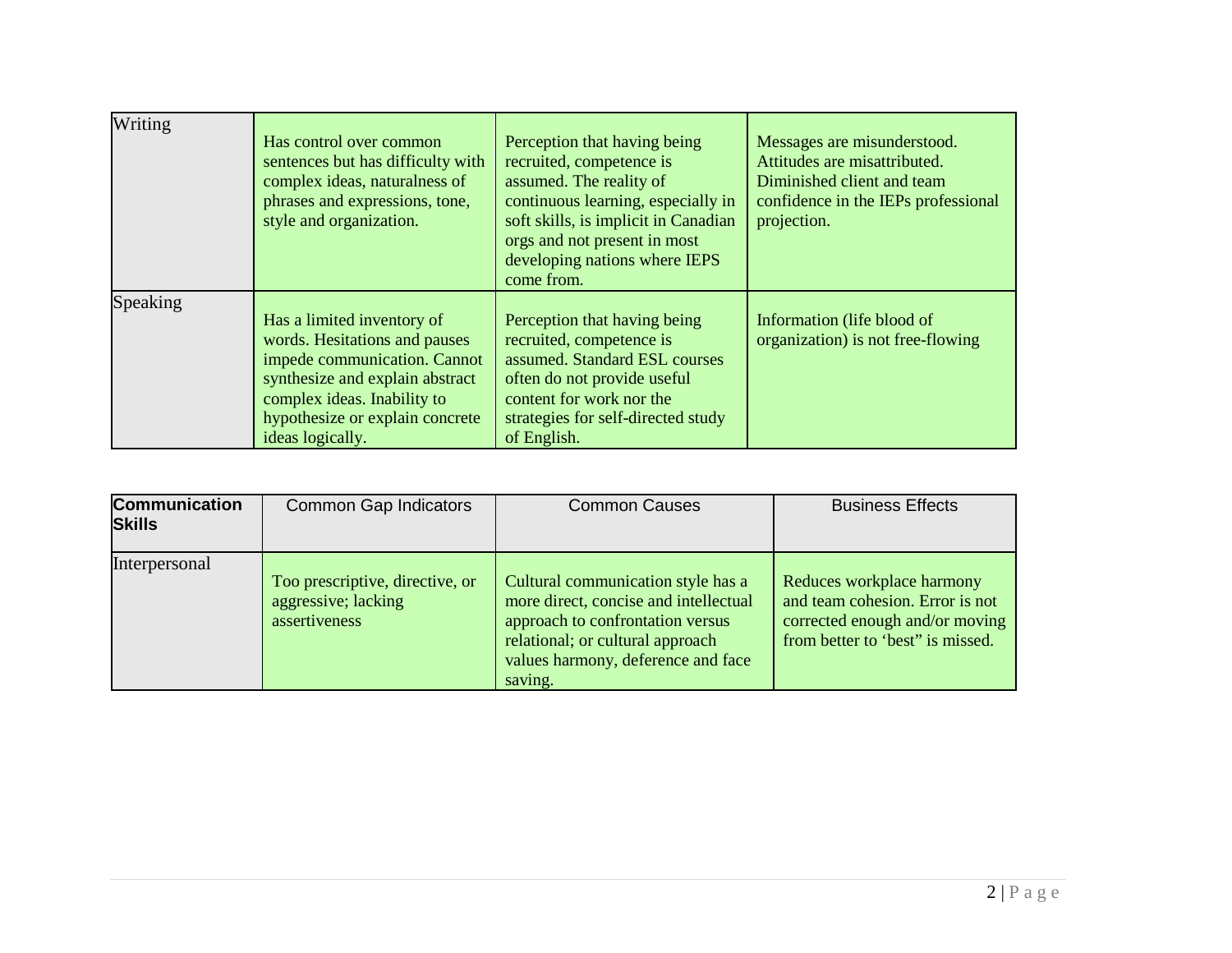| | | | |
|---|---|---|---|
| Writing | Has control over common sentences but has difficulty with complex ideas, naturalness of phrases and expressions, tone, style and organization. | Perception that having being recruited, competence is assumed. The reality of continuous learning, especially in soft skills, is implicit in Canadian orgs and not present in most developing nations where IEPS come from. | Messages are misunderstood. Attitudes are misattributed. Diminished client and team confidence in the IEPs professional projection. |
| Speaking | Has a limited inventory of words. Hesitations and pauses impede communication. Cannot synthesize and explain abstract complex ideas. Inability to hypothesize or explain concrete ideas logically. | Perception that having being recruited, competence is assumed. Standard ESL courses often do not provide useful content for work nor the strategies for self-directed study of English. | Information (life blood of organization) is not free-flowing |

| **Communication Skills** | Common Gap Indicators | Common Causes | Business Effects |
|---|---|---|---|
| Interpersonal | Too prescriptive, directive, or aggressive; lacking assertiveness | Cultural communication style has a more direct, concise and intellectual approach to confrontation versus relational; or cultural approach values harmony, deference and face saving. | Reduces workplace harmony and team cohesion. Error is not corrected enough and/or moving from better to 'best" is missed. |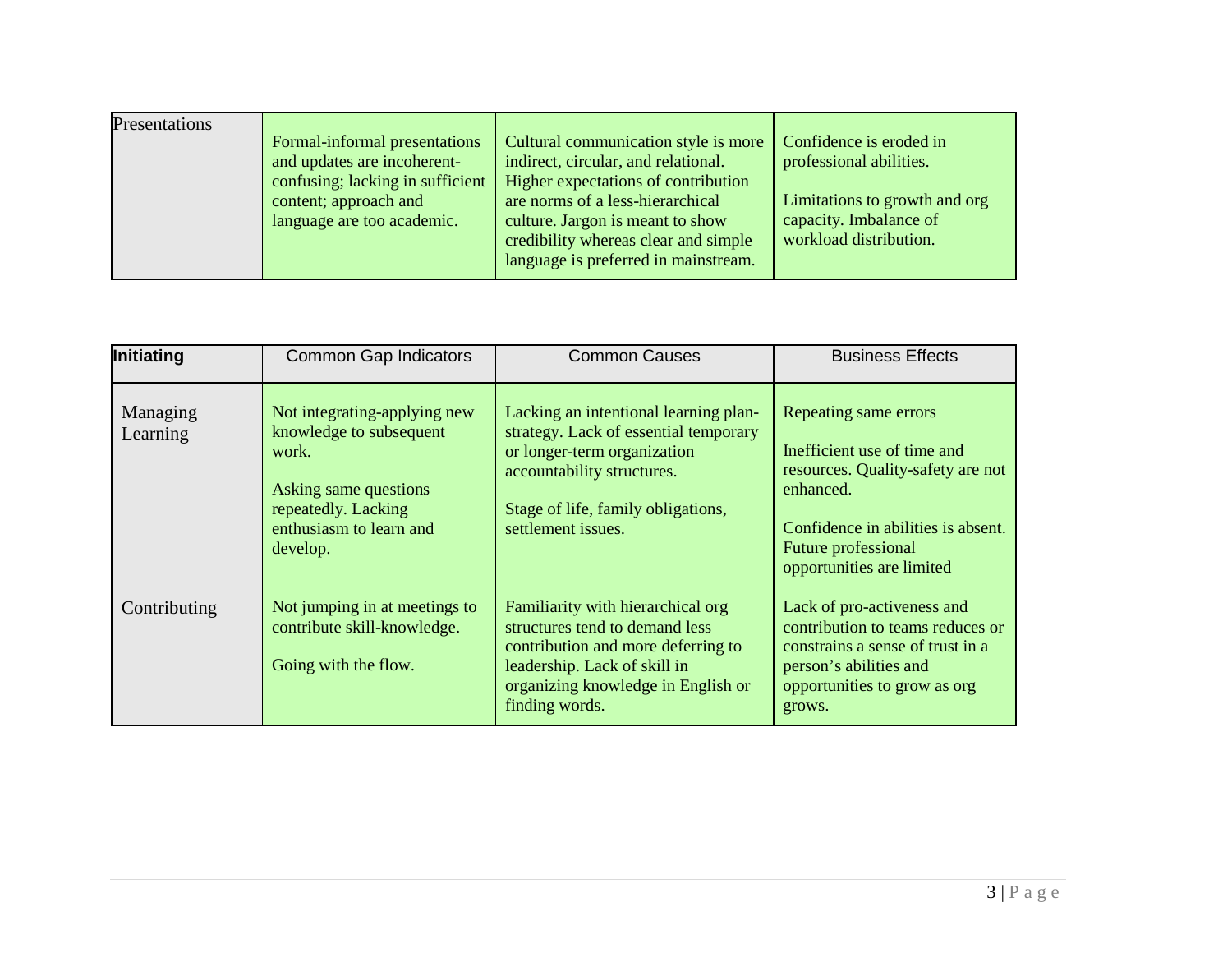| Presentations | Formal-informal presentations and updates are incoherent-confusing; lacking in sufficient content; approach and language are too academic. | Cultural communication style is more indirect, circular, and relational. Higher expectations of contribution are norms of a less-hierarchical culture. Jargon is meant to show credibility whereas clear and simple language is preferred in mainstream. | Confidence is eroded in professional abilities.<br><br>Limitations to growth and org capacity. Imbalance of workload distribution. |
|---|---|---|---|

| **Initiating** | Common Gap Indicators | Common Causes | Business Effects |
|---|---|---|---|
| Managing Learning | Not integrating-applying new knowledge to subsequent work.<br><br>Asking same questions repeatedly. Lacking enthusiasm to learn and develop. | Lacking an intentional learning plan-strategy. Lack of essential temporary or longer-term organization accountability structures.<br><br>Stage of life, family obligations, settlement issues. | Repeating same errors<br><br>Inefficient use of time and resources. Quality-safety are not enhanced.<br><br>Confidence in abilities is absent. Future professional opportunities are limited |
| Contributing | Not jumping in at meetings to contribute skill-knowledge.<br><br>Going with the flow. | Familiarity with hierarchical org structures tend to demand less contribution and more deferring to leadership. Lack of skill in organizing knowledge in English or finding words. | Lack of pro-activeness and contribution to teams reduces or constrains a sense of trust in a person's abilities and opportunities to grow as org grows. |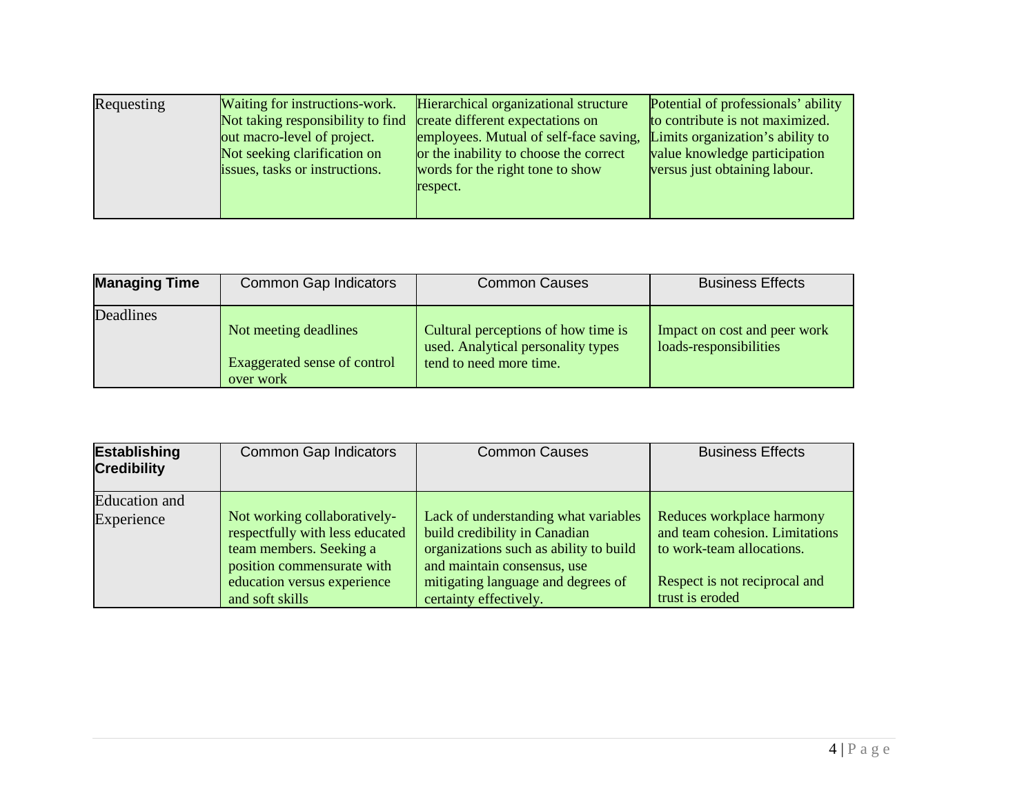| Requesting | Waiting for instructions-work. Not taking responsibility to find out macro-level of project. Not seeking clarification on issues, tasks or instructions. | Hierarchical organizational structure create different expectations on employees. Mutual of self-face saving, or the inability to choose the correct words for the right tone to show respect. | Potential of professionals' ability to contribute is not maximized. Limits organization's ability to value knowledge participation versus just obtaining labour. |
|---|---|---|---|

| **Managing Time** | Common Gap Indicators | Common Causes | Business Effects |
|---|---|---|---|
| Deadlines | Not meeting deadlines<br><br>Exaggerated sense of control over work | Cultural perceptions of how time is used. Analytical personality types tend to need more time. | Impact on cost and peer work loads-responsibilities |

| **Establishing Credibility** | Common Gap Indicators | Common Causes | Business Effects |
|---|---|---|---|
| Education and Experience | Not working collaboratively-respectfully with less educated team members. Seeking a position commensurate with education versus experience and soft skills | Lack of understanding what variables build credibility in Canadian organizations such as ability to build and maintain consensus, use mitigating language and degrees of certainty effectively. | Reduces workplace harmony and team cohesion. Limitations to work-team allocations.<br><br>Respect is not reciprocal and trust is eroded |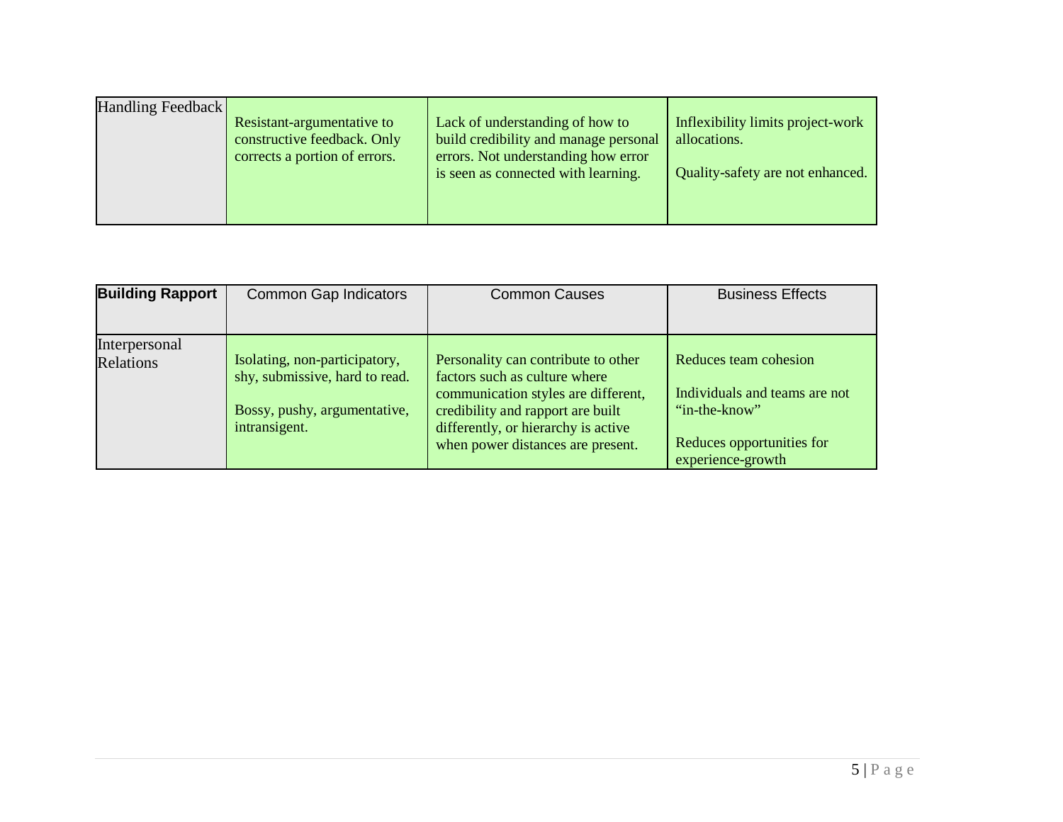| | | | |
|---|---|---|---|
| Handling Feedback | Resistant-argumentative to constructive feedback. Only corrects a portion of errors. | Lack of understanding of how to build credibility and manage personal errors. Not understanding how error is seen as connected with learning. | Inflexibility limits project-work allocations.<br><br>Quality-safety are not enhanced. |

| **Building Rapport** | Common Gap Indicators | Common Causes | Business Effects |
|---|---|---|---|
| Interpersonal Relations | Isolating, non-participatory, shy, submissive, hard to read.<br><br>Bossy, pushy, argumentative, intransigent. | Personality can contribute to other factors such as culture where communication styles are different, credibility and rapport are built differently, or hierarchy is active when power distances are present. | Reduces team cohesion<br><br>Individuals and teams are not “in-the-know”<br><br>Reduces opportunities for experience-growth |